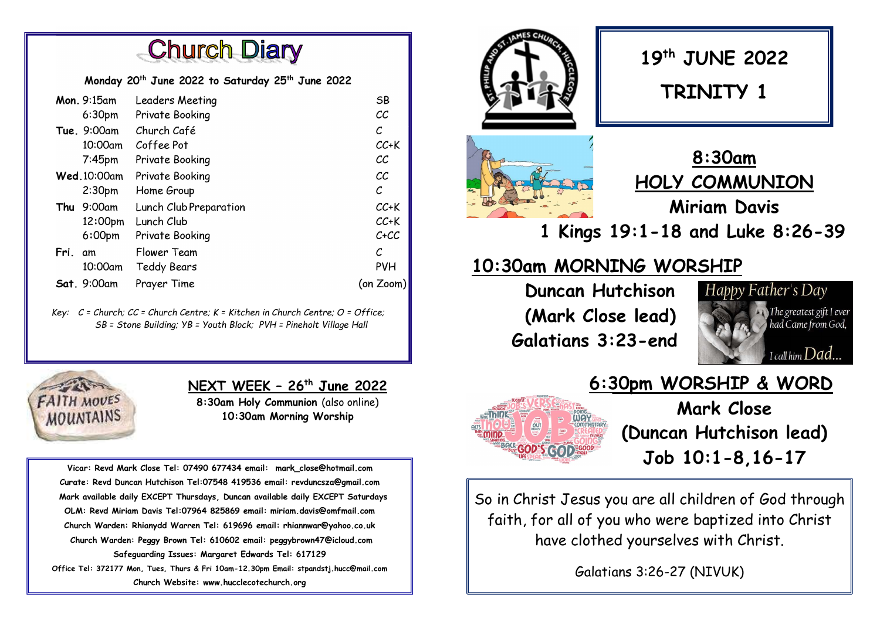# Church Diary

**Monday 20th June 2022 to Saturday 25th June 2022**

| Day | Time | Event | Location |
|---|---|---|---|
| **Mon.** | 9:15am | Leaders Meeting | SB |
| | 6:30pm | Private Booking | CC |
| **Tue.** | 9:00am | Church Café | C |
| | 10:00am | Coffee Pot | CC+K |
| | 7:45pm | Private Booking | CC |
| **Wed.** | 10:00am | Private Booking | CC |
| | 2:30pm | Home Group | C |
| **Thu** | 9:00am | Lunch Club Preparation | CC+K |
| | 12:00pm | Lunch Club | CC+K |
| | 6:00pm | Private Booking | C+CC |
| **Fri.** | am | Flower Team | C |
| | 10:00am | Teddy Bears | PVH |
| **Sat.** | 9:00am | Prayer Time | (on Zoom) |

*Key: C = Church; CC = Church Centre; K = Kitchen in Church Centre; O = Office; SB = Stone Building; YB = Youth Block; PVH = Pineholt Village Hall*

FAITH MOVES MOUNTAINS

## NEXT WEEK – 26th June 2022

**8:30am Holy Communion** (also online)
**10:30am Morning Worship**

**Vicar: Revd Mark Close Tel: 07490 677434 email: mark_close@hotmail.com**
**Curate: Revd Duncan Hutchison Tel:07548 419536 email: revduncsza@gmail.com**
**Mark available daily EXCEPT Thursdays, Duncan available daily EXCEPT Saturdays**
**OLM: Revd Miriam Davis Tel:07964 825869 email: miriam.davis@omfmail.com**
**Church Warden: Rhianydd Warren Tel: 619696 email: rhiannwar@yahoo.co.uk**
**Church Warden: Peggy Brown Tel: 610602 email: peggybrown47@icloud.com**
**Safeguarding Issues: Margaret Edwards Tel: 617129**
**Office Tel: 372177 Mon, Tues, Thurs & Fri 10am-12.30pm Email: stpandstj.hucc@mail.com**
**Church Website: www.hucclecotechurch.org**

ST. PHILIP AND ST. JAMES CHURCH, HUCCLECOTE

# 19th JUNE 2022
# TRINITY 1

## 8:30am HOLY COMMUNION

**Miriam Davis**

**1 Kings 19:1-18 and Luke 8:26-39**

## 10:30am MORNING WORSHIP

**Duncan Hutchison**
**(Mark Close lead)**
**Galatians 3:23-end**

Happy Father's Day
The greatest gift I ever had Came from God, I call him Dad...

## 6:30pm WORSHIP & WORD

**Mark Close**
**(Duncan Hutchison lead)**
**Job 10:1-8,16-17**

So in Christ Jesus you are all children of God through faith, for all of you who were baptized into Christ have clothed yourselves with Christ.

Galatians 3:26-27 (NIVUK)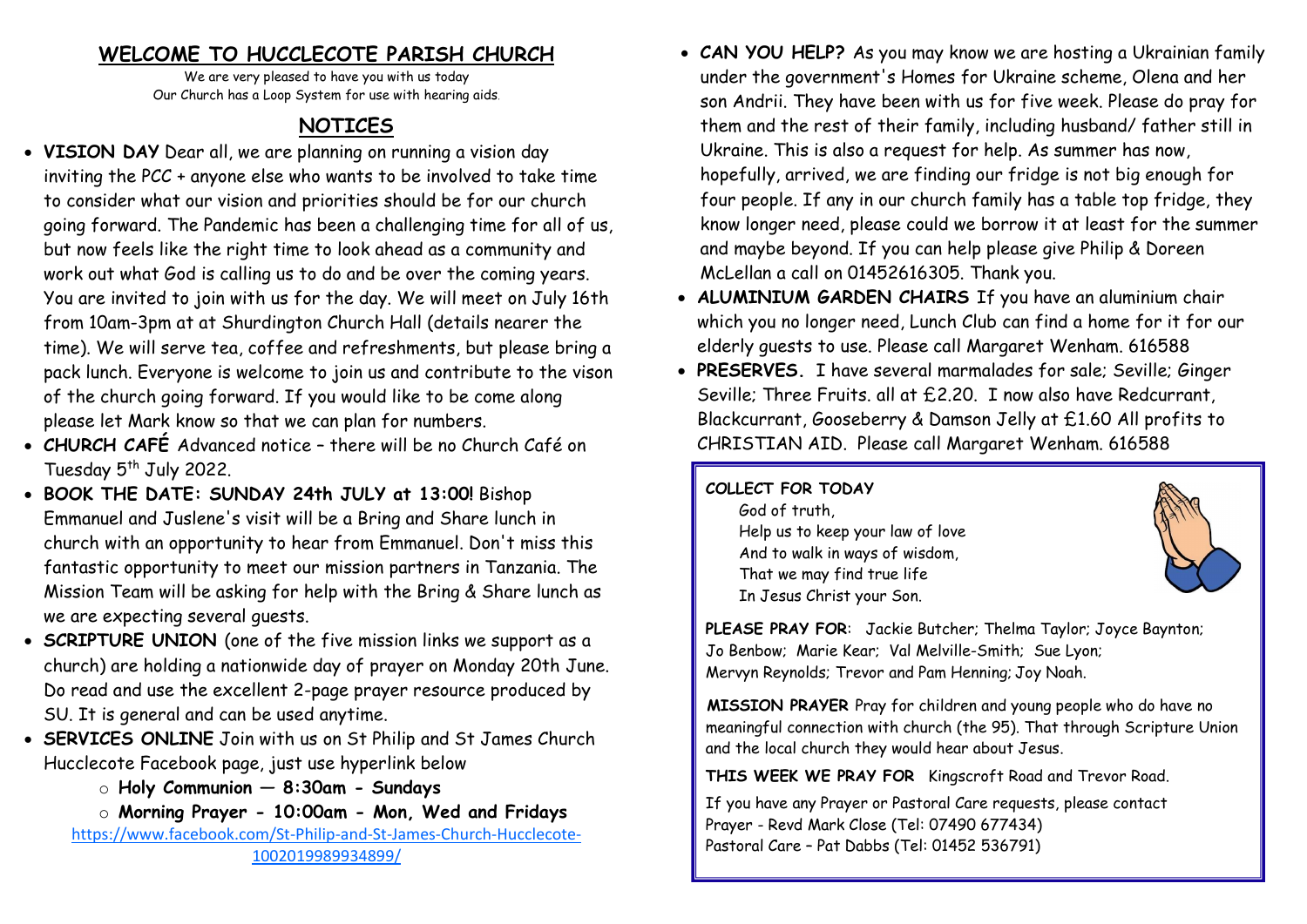# WELCOME TO HUCCLECOTE PARISH CHURCH

We are very pleased to have you with us today
Our Church has a Loop System for use with hearing aids.

## NOTICES

- **VISION DAY** Dear all, we are planning on running a vision day inviting the PCC + anyone else who wants to be involved to take time to consider what our vision and priorities should be for our church going forward. The Pandemic has been a challenging time for all of us, but now feels like the right time to look ahead as a community and work out what God is calling us to do and be over the coming years. You are invited to join with us for the day. We will meet on July 16th from 10am-3pm at at Shurdington Church Hall (details nearer the time). We will serve tea, coffee and refreshments, but please bring a pack lunch. Everyone is welcome to join us and contribute to the vison of the church going forward. If you would like to be come along please let Mark know so that we can plan for numbers.
- **CHURCH CAFÉ** Advanced notice – there will be no Church Café on Tuesday 5th July 2022.
- **BOOK THE DATE: SUNDAY 24th JULY at 13:00!** Bishop Emmanuel and Juslene's visit will be a Bring and Share lunch in church with an opportunity to hear from Emmanuel. Don't miss this fantastic opportunity to meet our mission partners in Tanzania. The Mission Team will be asking for help with the Bring & Share lunch as we are expecting several guests.
- **SCRIPTURE UNION** (one of the five mission links we support as a church) are holding a nationwide day of prayer on Monday 20th June. Do read and use the excellent 2-page prayer resource produced by SU. It is general and can be used anytime.
- **SERVICES ONLINE** Join with us on St Philip and St James Church Hucclecote Facebook page, just use hyperlink below
  - **Holy Communion — 8:30am - Sundays**
  - **Morning Prayer - 10:00am - Mon, Wed and Fridays**

  https://www.facebook.com/St-Philip-and-St-James-Church-Hucclecote-1002019989934899/
- **CAN YOU HELP?** As you may know we are hosting a Ukrainian family under the government's Homes for Ukraine scheme, Olena and her son Andrii. They have been with us for five week. Please do pray for them and the rest of their family, including husband/ father still in Ukraine. This is also a request for help. As summer has now, hopefully, arrived, we are finding our fridge is not big enough for four people. If any in our church family has a table top fridge, they know longer need, please could we borrow it at least for the summer and maybe beyond. If you can help please give Philip & Doreen McLellan a call on 01452616305. Thank you.
- **ALUMINIUM GARDEN CHAIRS** If you have an aluminium chair which you no longer need, Lunch Club can find a home for it for our elderly guests to use. Please call Margaret Wenham. 616588
- **PRESERVES.** I have several marmalades for sale; Seville; Ginger Seville; Three Fruits. all at £2.20. I now also have Redcurrant, Blackcurrant, Gooseberry & Damson Jelly at £1.60 All profits to CHRISTIAN AID. Please call Margaret Wenham. 616588

**COLLECT FOR TODAY**

God of truth,
Help us to keep your law of love
And to walk in ways of wisdom,
That we may find true life
In Jesus Christ your Son.

**PLEASE PRAY FOR**: Jackie Butcher; Thelma Taylor; Joyce Baynton; Jo Benbow; Marie Kear; Val Melville-Smith; Sue Lyon; Mervyn Reynolds; Trevor and Pam Henning; Joy Noah.

**MISSION PRAYER** Pray for children and young people who do have no meaningful connection with church (the 95). That through Scripture Union and the local church they would hear about Jesus.

**THIS WEEK WE PRAY FOR** Kingscroft Road and Trevor Road.

If you have any Prayer or Pastoral Care requests, please contact
Prayer - Revd Mark Close (Tel: 07490 677434)
Pastoral Care – Pat Dabbs (Tel: 01452 536791)